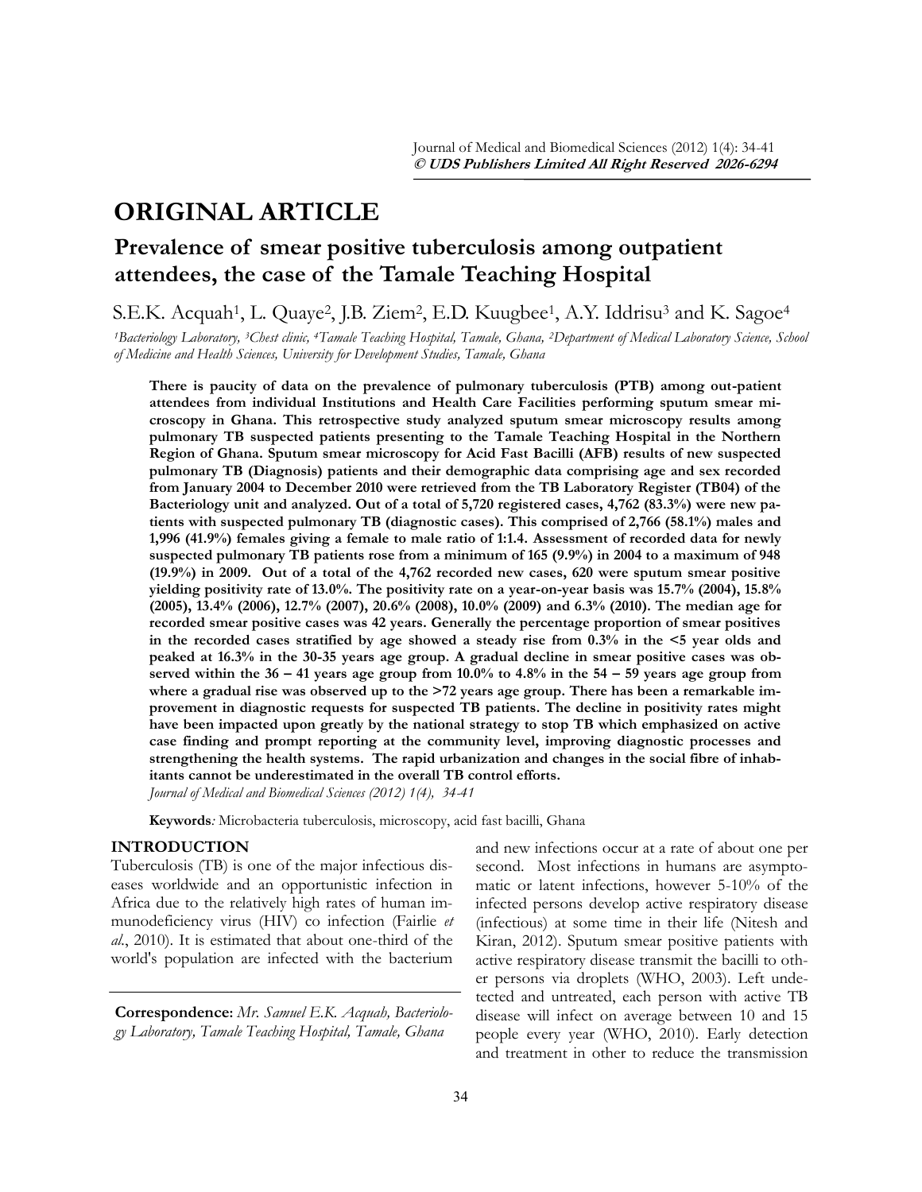# ORIGINAL ARTICLE

## Prevalence of smear positive tuberculosis among outpatient attendees, the case of the Tamale Teaching Hospital

S.E.K. Acquah[1], L. Quaye[2], J.B. Ziem[2], E.D. Kuugbee[1], A.Y. Iddrisu[3] and K. Sagoe[4]

*[1]Bacteriology Laboratory, [3]Chest clinic, [4]Tamale Teaching Hospital, Tamale, Ghana, [2]Department of Medical Laboratory Science, School of Medicine and Health Sciences, University for Development Studies, Tamale, Ghana*

**There is paucity of data on the prevalence of pulmonary tuberculosis (PTB) among out-patient attendees from individual Institutions and Health Care Facilities performing sputum smear microscopy in Ghana. This retrospective study analyzed sputum smear microscopy results among pulmonary TB suspected patients presenting to the Tamale Teaching Hospital in the Northern Region of Ghana. Sputum smear microscopy for Acid Fast Bacilli (AFB) results of new suspected pulmonary TB (Diagnosis) patients and their demographic data comprising age and sex recorded from January 2004 to December 2010 were retrieved from the TB Laboratory Register (TB04) of the Bacteriology unit and analyzed. Out of a total of 5,720 registered cases, 4,762 (83.3%) were new patients with suspected pulmonary TB (diagnostic cases). This comprised of 2,766 (58.1%) males and 1,996 (41.9%) females giving a female to male ratio of 1:1.4. Assessment of recorded data for newly suspected pulmonary TB patients rose from a minimum of 165 (9.9%) in 2004 to a maximum of 948 (19.9%) in 2009. Out of a total of the 4,762 recorded new cases, 620 were sputum smear positive yielding positivity rate of 13.0%. The positivity rate on a year-on-year basis was 15.7% (2004), 15.8% (2005), 13.4% (2006), 12.7% (2007), 20.6% (2008), 10.0% (2009) and 6.3% (2010). The median age for recorded smear positive cases was 42 years. Generally the percentage proportion of smear positives in the recorded cases stratified by age showed a steady rise from 0.3% in the <5 year olds and peaked at 16.3% in the 30-35 years age group. A gradual decline in smear positive cases was observed within the 36 – 41 years age group from 10.0% to 4.8% in the 54 – 59 years age group from where a gradual rise was observed up to the >72 years age group. There has been a remarkable improvement in diagnostic requests for suspected TB patients. The decline in positivity rates might have been impacted upon greatly by the national strategy to stop TB which emphasized on active case finding and prompt reporting at the community level, improving diagnostic processes and strengthening the health systems. The rapid urbanization and changes in the social fibre of inhabitants cannot be underestimated in the overall TB control efforts.**

*Journal of Medical and Biomedical Sciences (2012) 1(4), 34-41*

**Keywords**: Microbacteria tuberculosis, microscopy, acid fast bacilli, Ghana

### INTRODUCTION

Tuberculosis (TB) is one of the major infectious diseases worldwide and an opportunistic infection in Africa due to the relatively high rates of human immunodeficiency virus (HIV) co infection (Fairlie *et al*., 2010). It is estimated that about one-third of the world's population are infected with the bacterium and new infections occur at a rate of about one per second. Most infections in humans are asymptomatic or latent infections, however 5-10% of the infected persons develop active respiratory disease (infectious) at some time in their life (Nitesh and Kiran, 2012). Sputum smear positive patients with active respiratory disease transmit the bacilli to other persons via droplets (WHO, 2003). Left undetected and untreated, each person with active TB disease will infect on average between 10 and 15 people every year (WHO, 2010). Early detection and treatment in other to reduce the transmission

**Correspondence:** *Mr. Samuel E.K. Acquah, Bacteriology Laboratory, Tamale Teaching Hospital, Tamale, Ghana*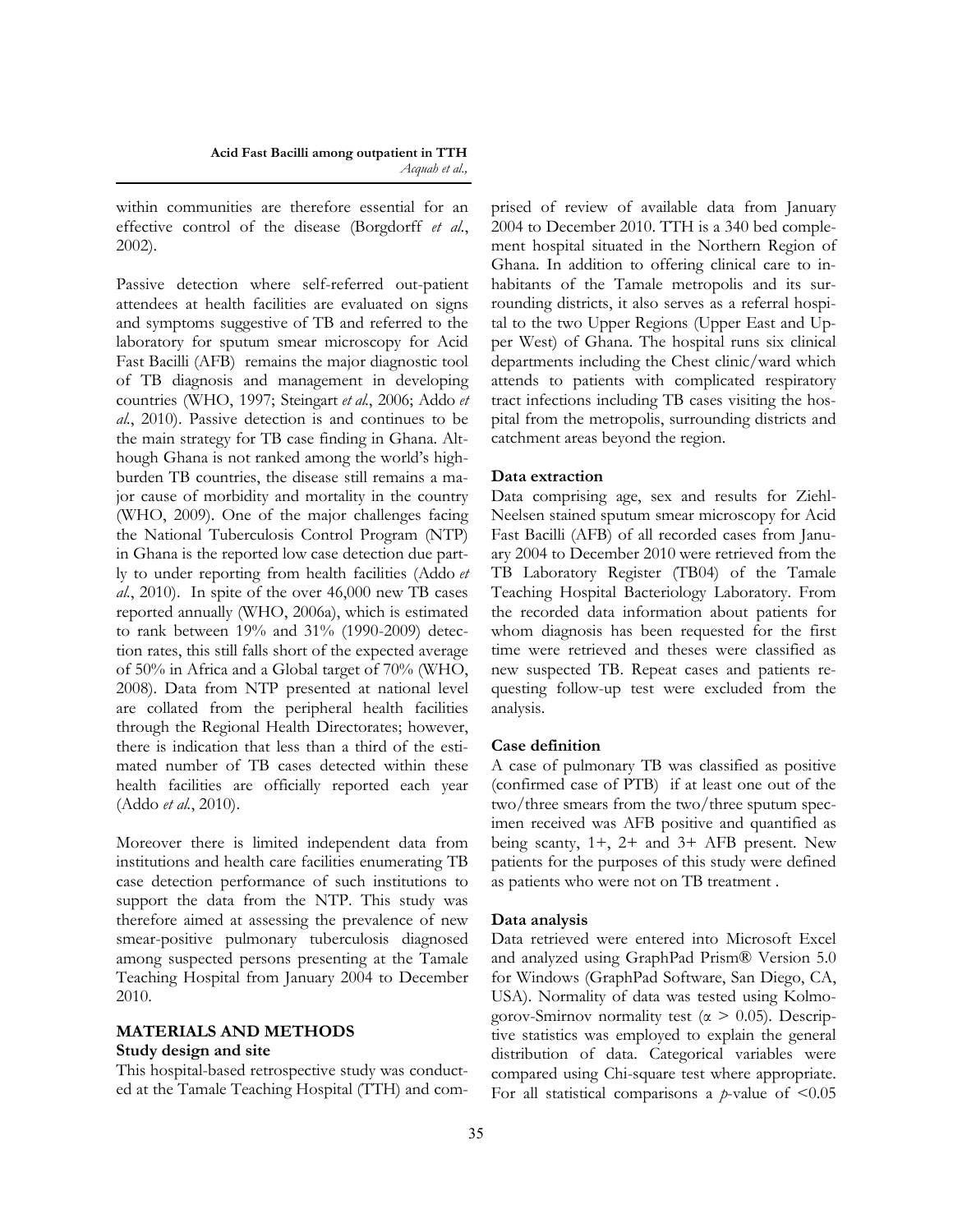within communities are therefore essential for an effective control of the disease (Borgdorff *et al*., 2002).

Passive detection where self-referred out-patient attendees at health facilities are evaluated on signs and symptoms suggestive of TB and referred to the laboratory for sputum smear microscopy for Acid Fast Bacilli (AFB) remains the major diagnostic tool of TB diagnosis and management in developing countries (WHO, 1997; Steingart *et al*., 2006; Addo *et al*., 2010). Passive detection is and continues to be the main strategy for TB case finding in Ghana. Although Ghana is not ranked among the world's high-burden TB countries, the disease still remains a major cause of morbidity and mortality in the country (WHO, 2009). One of the major challenges facing the National Tuberculosis Control Program (NTP) in Ghana is the reported low case detection due partly to under reporting from health facilities (Addo *et al*., 2010). In spite of the over 46,000 new TB cases reported annually (WHO, 2006a), which is estimated to rank between 19% and 31% (1990-2009) detection rates, this still falls short of the expected average of 50% in Africa and a Global target of 70% (WHO, 2008). Data from NTP presented at national level are collated from the peripheral health facilities through the Regional Health Directorates; however, there is indication that less than a third of the estimated number of TB cases detected within these health facilities are officially reported each year (Addo *et al*., 2010).

Moreover there is limited independent data from institutions and health care facilities enumerating TB case detection performance of such institutions to support the data from the NTP. This study was therefore aimed at assessing the prevalence of new smear-positive pulmonary tuberculosis diagnosed among suspected persons presenting at the Tamale Teaching Hospital from January 2004 to December 2010.

## MATERIALS AND METHODS

### Study design and site

This hospital-based retrospective study was conducted at the Tamale Teaching Hospital (TTH) and comprised of review of available data from January 2004 to December 2010. TTH is a 340 bed complement hospital situated in the Northern Region of Ghana. In addition to offering clinical care to inhabitants of the Tamale metropolis and its surrounding districts, it also serves as a referral hospital to the two Upper Regions (Upper East and Upper West) of Ghana. The hospital runs six clinical departments including the Chest clinic/ward which attends to patients with complicated respiratory tract infections including TB cases visiting the hospital from the metropolis, surrounding districts and catchment areas beyond the region.

### Data extraction

Data comprising age, sex and results for Ziehl-Neelsen stained sputum smear microscopy for Acid Fast Bacilli (AFB) of all recorded cases from January 2004 to December 2010 were retrieved from the TB Laboratory Register (TB04) of the Tamale Teaching Hospital Bacteriology Laboratory. From the recorded data information about patients for whom diagnosis has been requested for the first time were retrieved and theses were classified as new suspected TB. Repeat cases and patients requesting follow-up test were excluded from the analysis.

### Case definition

A case of pulmonary TB was classified as positive (confirmed case of PTB) if at least one out of the two/three smears from the two/three sputum specimen received was AFB positive and quantified as being scanty, 1+, 2+ and 3+ AFB present. New patients for the purposes of this study were defined as patients who were not on TB treatment .

### Data analysis

Data retrieved were entered into Microsoft Excel and analyzed using GraphPad Prism® Version 5.0 for Windows (GraphPad Software, San Diego, CA, USA). Normality of data was tested using Kolmogorov-Smirnov normality test ($\alpha > 0.05$). Descriptive statistics was employed to explain the general distribution of data. Categorical variables were compared using Chi-square test where appropriate. For all statistical comparisons a $p$-value of $<0.05$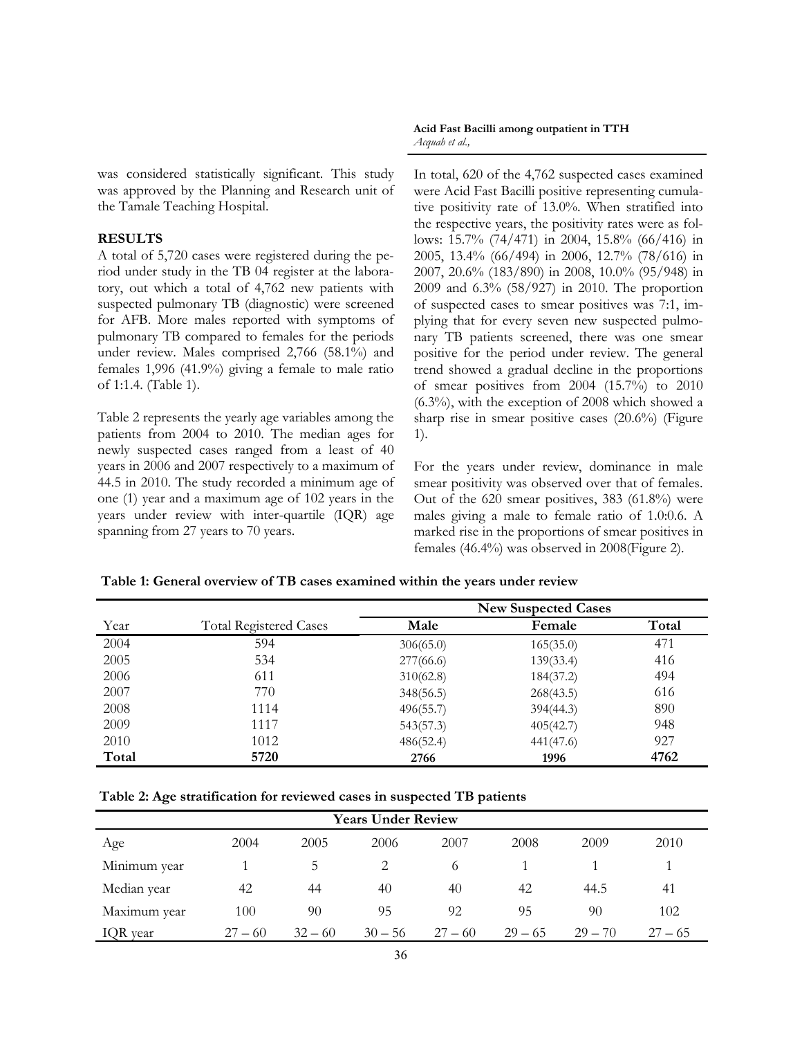was considered statistically significant. This study was approved by the Planning and Research unit of the Tamale Teaching Hospital.

## RESULTS

A total of 5,720 cases were registered during the period under study in the TB 04 register at the laboratory, out which a total of 4,762 new patients with suspected pulmonary TB (diagnostic) were screened for AFB. More males reported with symptoms of pulmonary TB compared to females for the periods under review. Males comprised 2,766 (58.1%) and females 1,996 (41.9%) giving a female to male ratio of 1:1.4. (Table 1).

Table 2 represents the yearly age variables among the patients from 2004 to 2010. The median ages for newly suspected cases ranged from a least of 40 years in 2006 and 2007 respectively to a maximum of 44.5 in 2010. The study recorded a minimum age of one (1) year and a maximum age of 102 years in the years under review with inter-quartile (IQR) age spanning from 27 years to 70 years.

In total, 620 of the 4,762 suspected cases examined were Acid Fast Bacilli positive representing cumulative positivity rate of 13.0%. When stratified into the respective years, the positivity rates were as follows: 15.7% (74/471) in 2004, 15.8% (66/416) in 2005, 13.4% (66/494) in 2006, 12.7% (78/616) in 2007, 20.6% (183/890) in 2008, 10.0% (95/948) in 2009 and 6.3% (58/927) in 2010. The proportion of suspected cases to smear positives was 7:1, implying that for every seven new suspected pulmonary TB patients screened, there was one smear positive for the period under review. The general trend showed a gradual decline in the proportions of smear positives from 2004 (15.7%) to 2010 (6.3%), with the exception of 2008 which showed a sharp rise in smear positive cases (20.6%) (Figure 1).

For the years under review, dominance in male smear positivity was observed over that of females. Out of the 620 smear positives, 383 (61.8%) were males giving a male to female ratio of 1.0:0.6. A marked rise in the proportions of smear positives in females (46.4%) was observed in 2008(Figure 2).

**Table 1: General overview of TB cases examined within the years under review**

| | | New Suspected Cases | | |
|---|---|---|---|---|
| Year | Total Registered Cases | Male | Female | Total |
| 2004 | 594 | 306(65.0) | 165(35.0) | 471 |
| 2005 | 534 | 277(66.6) | 139(33.4) | 416 |
| 2006 | 611 | 310(62.8) | 184(37.2) | 494 |
| 2007 | 770 | 348(56.5) | 268(43.5) | 616 |
| 2008 | 1114 | 496(55.7) | 394(44.3) | 890 |
| 2009 | 1117 | 543(57.3) | 405(42.7) | 948 |
| 2010 | 1012 | 486(52.4) | 441(47.6) | 927 |
| **Total** | **5720** | **2766** | **1996** | **4762** |

**Table 2: Age stratification for reviewed cases in suspected TB patients**

| | Years Under Review | | | | | | |
|---|---|---|---|---|---|---|---|
| Age | 2004 | 2005 | 2006 | 2007 | 2008 | 2009 | 2010 |
| Minimum year | 1 | 5 | 2 | 6 | 1 | 1 | 1 |
| Median year | 42 | 44 | 40 | 40 | 42 | 44.5 | 41 |
| Maximum year | 100 | 90 | 95 | 92 | 95 | 90 | 102 |
| IQR year | 27 – 60 | 32 – 60 | 30 – 56 | 27 – 60 | 29 – 65 | 29 – 70 | 27 – 65 |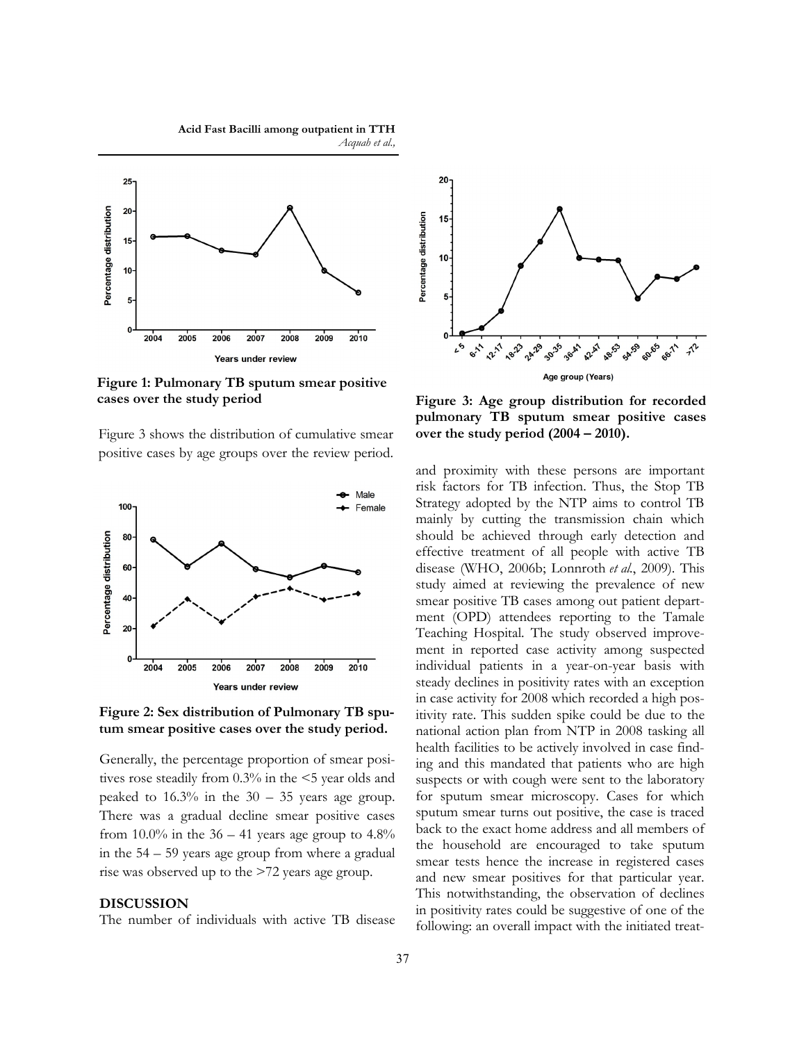**Figure 1: Pulmonary TB sputum smear positive cases over the study period**

Figure 3 shows the distribution of cumulative smear positive cases by age groups over the review period.

**Figure 2: Sex distribution of Pulmonary TB sputum smear positive cases over the study period.**

Generally, the percentage proportion of smear positives rose steadily from 0.3% in the <5 year olds and peaked to 16.3% in the 30 – 35 years age group. There was a gradual decline smear positive cases from 10.0% in the 36 – 41 years age group to 4.8% in the 54 – 59 years age group from where a gradual rise was observed up to the >72 years age group.

## DISCUSSION

The number of individuals with active TB disease and proximity with these persons are important risk factors for TB infection. Thus, the Stop TB Strategy adopted by the NTP aims to control TB mainly by cutting the transmission chain which should be achieved through early detection and effective treatment of all people with active TB disease (WHO, 2006b; Lonnroth *et al.*, 2009). This study aimed at reviewing the prevalence of new smear positive TB cases among out patient department (OPD) attendees reporting to the Tamale Teaching Hospital. The study observed improvement in reported case activity among suspected individual patients in a year-on-year basis with steady declines in positivity rates with an exception in case activity for 2008 which recorded a high positivity rate. This sudden spike could be due to the national action plan from NTP in 2008 tasking all health facilities to be actively involved in case finding and this mandated that patients who are high suspects or with cough were sent to the laboratory for sputum smear microscopy. Cases for which sputum smear turns out positive, the case is traced back to the exact home address and all members of the household are encouraged to take sputum smear tests hence the increase in registered cases and new smear positives for that particular year. This notwithstanding, the observation of declines in positivity rates could be suggestive of one of the following: an overall impact with the initiated treat-

**Figure 3: Age group distribution for recorded pulmonary TB sputum smear positive cases over the study period (2004 – 2010).**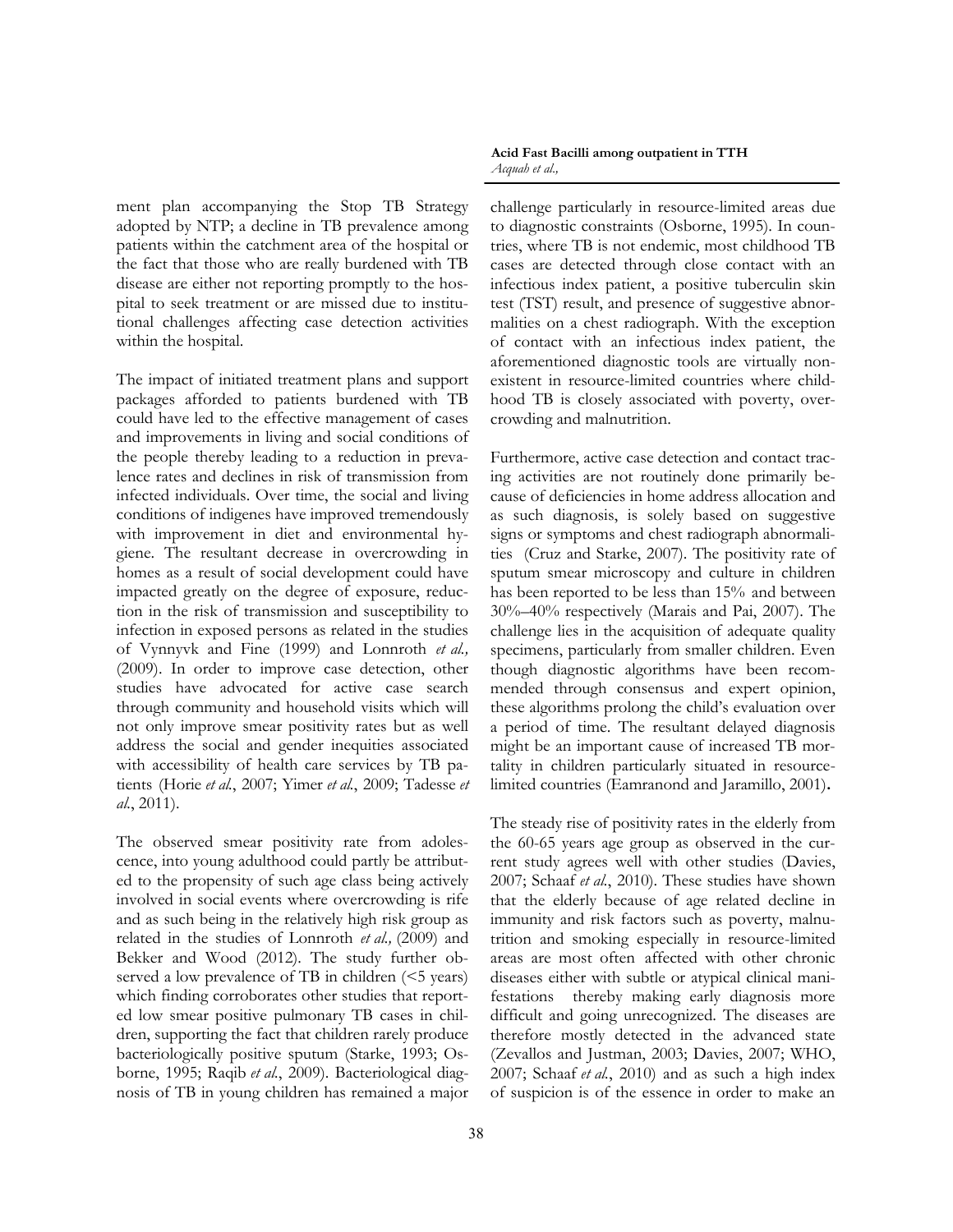ment plan accompanying the Stop TB Strategy adopted by NTP; a decline in TB prevalence among patients within the catchment area of the hospital or the fact that those who are really burdened with TB disease are either not reporting promptly to the hospital to seek treatment or are missed due to institutional challenges affecting case detection activities within the hospital.

The impact of initiated treatment plans and support packages afforded to patients burdened with TB could have led to the effective management of cases and improvements in living and social conditions of the people thereby leading to a reduction in prevalence rates and declines in risk of transmission from infected individuals. Over time, the social and living conditions of indigenes have improved tremendously with improvement in diet and environmental hygiene. The resultant decrease in overcrowding in homes as a result of social development could have impacted greatly on the degree of exposure, reduction in the risk of transmission and susceptibility to infection in exposed persons as related in the studies of Vynnyvk and Fine (1999) and Lonnroth *et al.,* (2009). In order to improve case detection, other studies have advocated for active case search through community and household visits which will not only improve smear positivity rates but as well address the social and gender inequities associated with accessibility of health care services by TB patients (Horie *et al.*, 2007; Yimer *et al.*, 2009; Tadesse *et al.*, 2011).

The observed smear positivity rate from adolescence, into young adulthood could partly be attributed to the propensity of such age class being actively involved in social events where overcrowding is rife and as such being in the relatively high risk group as related in the studies of Lonnroth *et al.,* (2009) and Bekker and Wood (2012). The study further observed a low prevalence of TB in children (<5 years) which finding corroborates other studies that reported low smear positive pulmonary TB cases in children, supporting the fact that children rarely produce bacteriologically positive sputum (Starke, 1993; Osborne, 1995; Raqib *et al.*, 2009). Bacteriological diagnosis of TB in young children has remained a major challenge particularly in resource-limited areas due to diagnostic constraints (Osborne, 1995). In countries, where TB is not endemic, most childhood TB cases are detected through close contact with an infectious index patient, a positive tuberculin skin test (TST) result, and presence of suggestive abnormalities on a chest radiograph. With the exception of contact with an infectious index patient, the aforementioned diagnostic tools are virtually non-existent in resource-limited countries where childhood TB is closely associated with poverty, overcrowding and malnutrition.

Furthermore, active case detection and contact tracing activities are not routinely done primarily because of deficiencies in home address allocation and as such diagnosis, is solely based on suggestive signs or symptoms and chest radiograph abnormalities (Cruz and Starke, 2007). The positivity rate of sputum smear microscopy and culture in children has been reported to be less than 15% and between 30%–40% respectively (Marais and Pai, 2007). The challenge lies in the acquisition of adequate quality specimens, particularly from smaller children. Even though diagnostic algorithms have been recommended through consensus and expert opinion, these algorithms prolong the child's evaluation over a period of time. The resultant delayed diagnosis might be an important cause of increased TB mortality in children particularly situated in resource-limited countries (Eamranond and Jaramillo, 2001).

The steady rise of positivity rates in the elderly from the 60-65 years age group as observed in the current study agrees well with other studies (Davies, 2007; Schaaf *et al.*, 2010). These studies have shown that the elderly because of age related decline in immunity and risk factors such as poverty, malnutrition and smoking especially in resource-limited areas are most often affected with other chronic diseases either with subtle or atypical clinical manifestations thereby making early diagnosis more difficult and going unrecognized. The diseases are therefore mostly detected in the advanced state (Zevallos and Justman, 2003; Davies, 2007; WHO, 2007; Schaaf *et al.*, 2010) and as such a high index of suspicion is of the essence in order to make an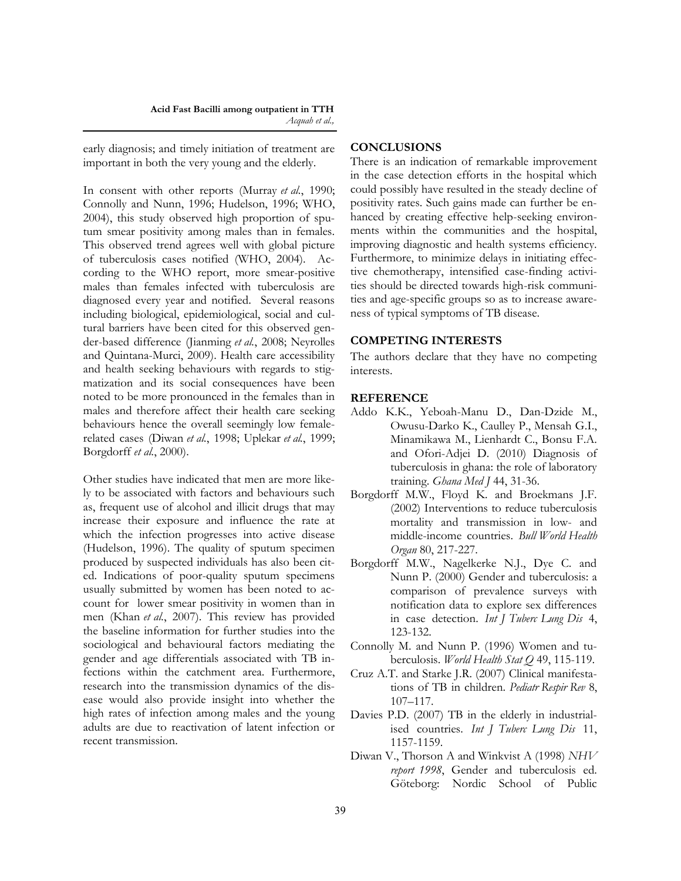early diagnosis; and timely initiation of treatment are important in both the very young and the elderly.

In consent with other reports (Murray *et al.*, 1990; Connolly and Nunn, 1996; Hudelson, 1996; WHO, 2004), this study observed high proportion of sputum smear positivity among males than in females. This observed trend agrees well with global picture of tuberculosis cases notified (WHO, 2004). According to the WHO report, more smear-positive males than females infected with tuberculosis are diagnosed every year and notified. Several reasons including biological, epidemiological, social and cultural barriers have been cited for this observed gender-based difference (Jianming *et al.*, 2008; Neyrolles and Quintana-Murci, 2009). Health care accessibility and health seeking behaviours with regards to stigmatization and its social consequences have been noted to be more pronounced in the females than in males and therefore affect their health care seeking behaviours hence the overall seemingly low female-related cases (Diwan *et al.*, 1998; Uplekar *et al.*, 1999; Borgdorff *et al.*, 2000).

Other studies have indicated that men are more likely to be associated with factors and behaviours such as, frequent use of alcohol and illicit drugs that may increase their exposure and influence the rate at which the infection progresses into active disease (Hudelson, 1996). The quality of sputum specimen produced by suspected individuals has also been cited. Indications of poor-quality sputum specimens usually submitted by women has been noted to account for lower smear positivity in women than in men (Khan *et al.*, 2007). This review has provided the baseline information for further studies into the sociological and behavioural factors mediating the gender and age differentials associated with TB infections within the catchment area. Furthermore, research into the transmission dynamics of the disease would also provide insight into whether the high rates of infection among males and the young adults are due to reactivation of latent infection or recent transmission.

## CONCLUSIONS

There is an indication of remarkable improvement in the case detection efforts in the hospital which could possibly have resulted in the steady decline of positivity rates. Such gains made can further be enhanced by creating effective help-seeking environments within the communities and the hospital, improving diagnostic and health systems efficiency. Furthermore, to minimize delays in initiating effective chemotherapy, intensified case-finding activities should be directed towards high-risk communities and age-specific groups so as to increase awareness of typical symptoms of TB disease.

## COMPETING INTERESTS

The authors declare that they have no competing interests.

## REFERENCE

Addo K.K., Yeboah-Manu D., Dan-Dzide M., Owusu-Darko K., Caulley P., Mensah G.I., Minamikawa M., Lienhardt C., Bonsu F.A. and Ofori-Adjei D. (2010) Diagnosis of tuberculosis in ghana: the role of laboratory training. *Ghana Med J* 44, 31-36.

Borgdorff M.W., Floyd K. and Broekmans J.F. (2002) Interventions to reduce tuberculosis mortality and transmission in low- and middle-income countries. *Bull World Health Organ* 80, 217-227.

Borgdorff M.W., Nagelkerke N.J., Dye C. and Nunn P. (2000) Gender and tuberculosis: a comparison of prevalence surveys with notification data to explore sex differences in case detection. *Int J Tuberc Lung Dis* 4, 123-132.

Connolly M. and Nunn P. (1996) Women and tuberculosis. *World Health Stat Q* 49, 115-119.

Cruz A.T. and Starke J.R. (2007) Clinical manifestations of TB in children. *Pediatr Respir Rev* 8, 107–117.

Davies P.D. (2007) TB in the elderly in industrialised countries. *Int J Tuberc Lung Dis* 11, 1157-1159.

Diwan V., Thorson A and Winkvist A (1998) *NHV report 1998*, Gender and tuberculosis ed. Göteborg: Nordic School of Public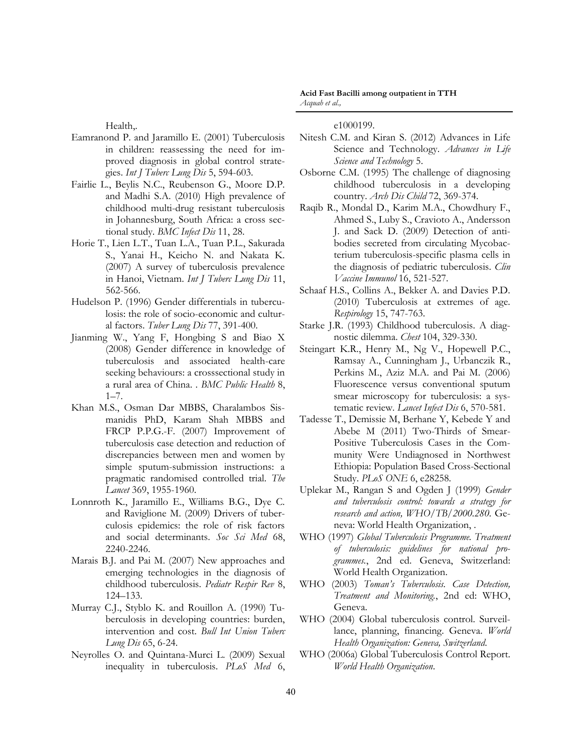Health,.

Eamranond P. and Jaramillo E. (2001) Tuberculosis in children: reassessing the need for improved diagnosis in global control strategies. *Int J Tuberc Lung Dis* 5, 594-603.

Fairlie L., Beylis N.C., Reubenson G., Moore D.P. and Madhi S.A. (2010) High prevalence of childhood multi-drug resistant tuberculosis in Johannesburg, South Africa: a cross sectional study. *BMC Infect Dis* 11, 28.

Horie T., Lien L.T., Tuan L.A., Tuan P.L., Sakurada S., Yanai H., Keicho N. and Nakata K. (2007) A survey of tuberculosis prevalence in Hanoi, Vietnam. *Int J Tuberc Lung Dis* 11, 562-566.

Hudelson P. (1996) Gender differentials in tuberculosis: the role of socio-economic and cultural factors. *Tuber Lung Dis* 77, 391-400.

Jianming W., Yang F, Hongbing S and Biao X (2008) Gender difference in knowledge of tuberculosis and associated health-care seeking behaviours: a crosssectional study in a rural area of China. . *BMC Public Health* 8, 1–7.

Khan M.S., Osman Dar MBBS, Charalambos Sismanidis PhD, Karam Shah MBBS and FRCP P.P.G.-F. (2007) Improvement of tuberculosis case detection and reduction of discrepancies between men and women by simple sputum-submission instructions: a pragmatic randomised controlled trial. *The Lancet* 369, 1955-1960.

Lonnroth K., Jaramillo E., Williams B.G., Dye C. and Raviglione M. (2009) Drivers of tuberculosis epidemics: the role of risk factors and social determinants. *Soc Sci Med* 68, 2240-2246.

Marais B.J. and Pai M. (2007) New approaches and emerging technologies in the diagnosis of childhood tuberculosis. *Pediatr Respir Rev* 8, 124–133.

Murray C.J., Styblo K. and Rouillon A. (1990) Tuberculosis in developing countries: burden, intervention and cost. *Bull Int Union Tuberc Lung Dis* 65, 6-24.

Neyrolles O. and Quintana-Murci L. (2009) Sexual inequality in tuberculosis. *PLoS Med* 6, e1000199.

Nitesh C.M. and Kiran S. (2012) Advances in Life Science and Technology. *Advances in Life Science and Technology* 5.

Osborne C.M. (1995) The challenge of diagnosing childhood tuberculosis in a developing country. *Arch Dis Child* 72, 369-374.

Raqib R., Mondal D., Karim M.A., Chowdhury F., Ahmed S., Luby S., Cravioto A., Andersson J. and Sack D. (2009) Detection of antibodies secreted from circulating Mycobacterium tuberculosis-specific plasma cells in the diagnosis of pediatric tuberculosis. *Clin Vaccine Immunol* 16, 521-527.

Schaaf H.S., Collins A., Bekker A. and Davies P.D. (2010) Tuberculosis at extremes of age. *Respirology* 15, 747-763.

Starke J.R. (1993) Childhood tuberculosis. A diagnostic dilemma. *Chest* 104, 329-330.

Steingart K.R., Henry M., Ng V., Hopewell P.C., Ramsay A., Cunningham J., Urbanczik R., Perkins M., Aziz M.A. and Pai M. (2006) Fluorescence versus conventional sputum smear microscopy for tuberculosis: a systematic review. *Lancet Infect Dis* 6, 570-581.

Tadesse T., Demissie M, Berhane Y, Kebede Y and Abebe M (2011) Two-Thirds of Smear-Positive Tuberculosis Cases in the Community Were Undiagnosed in Northwest Ethiopia: Population Based Cross-Sectional Study. *PLoS ONE* 6, e28258.

Uplekar M., Rangan S and Ogden J (1999) *Gender and tuberculosis control: towards a strategy for research and action, WHO/TB/2000.280*. Geneva: World Health Organization, .

WHO (1997) *Global Tuberculosis Programme. Treatment of tuberculosis: guidelines for national programmes.*, 2nd ed. Geneva, Switzerland: World Health Organization.

WHO (2003) *Toman's Tuberculosis. Case Detection, Treatment and Monitoring.*, 2nd ed: WHO, Geneva.

WHO (2004) Global tuberculosis control. Surveillance, planning, financing. Geneva. *World Health Organization: Geneva, Switzerland*.

WHO (2006a) Global Tuberculosis Control Report. *World Health Organization*.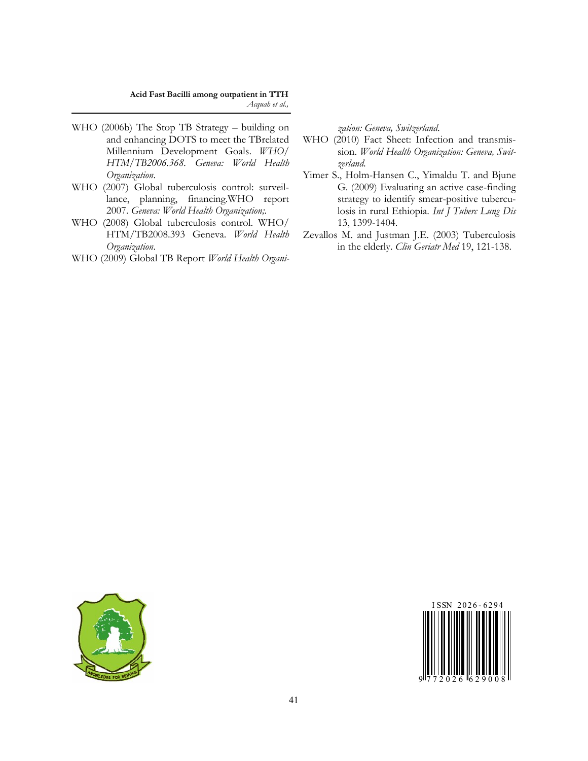WHO (2006b) The Stop TB Strategy – building on and enhancing DOTS to meet the TBrelated Millennium Development Goals. *WHO/ HTM/TB2006.368. Geneva: World Health Organization*.

WHO (2007) Global tuberculosis control: surveillance, planning, financing.WHO report 2007. *Geneva: World Health Organization;*.

WHO (2008) Global tuberculosis control. WHO/ HTM/TB2008.393 Geneva. *World Health Organization*.

WHO (2009) Global TB Report *World Health Organization: Geneva, Switzerland*.

WHO (2010) Fact Sheet: Infection and transmission. *World Health Organization: Geneva, Switzerland.*

Yimer S., Holm-Hansen C., Yimaldu T. and Bjune G. (2009) Evaluating an active case-finding strategy to identify smear-positive tuberculosis in rural Ethiopia. *Int J Tuberc Lung Dis* 13, 1399-1404.

Zevallos M. and Justman J.E. (2003) Tuberculosis in the elderly. *Clin Geriatr Med* 19, 121-138.

ISSN 2026-6294